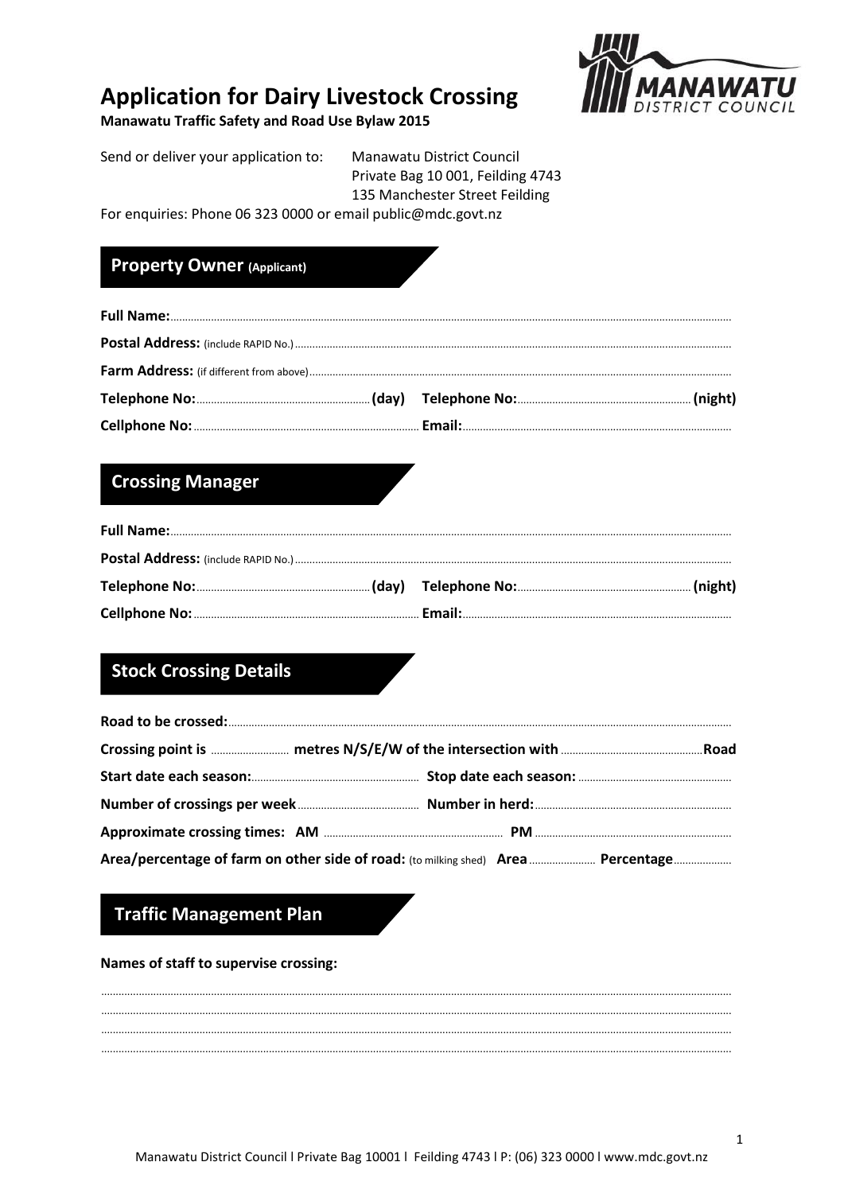# Application for Dairy Livestock Crossing

**Manawatu Traffic Safety and Road Use Bylaw 2015**

Send or deliver your application to: Manawatu District Council
Private Bag 10 001, Feilding 4743
135 Manchester Street Feilding

For enquiries: Phone 06 323 0000 or email public@mdc.govt.nz

## Property Owner (Applicant)

**Full Name:**............................................................................................................................................

**Postal Address:** (include RAPID No.)............................................................................................................................................

**Farm Address:** (if different from above)............................................................................................................................................

**Telephone No:**............................................................**(day)** **Telephone No:**............................................................**(night)**

**Cellphone No:**............................................................ **Email:**............................................................

## Crossing Manager

**Full Name:**............................................................................................................................................

**Postal Address:** (include RAPID No.)............................................................................................................................................

**Telephone No:**............................................................**(day)** **Telephone No:**............................................................**(night)**

**Cellphone No:**............................................................ **Email:**............................................................

## Stock Crossing Details

**Road to be crossed:**............................................................................................................................................

**Crossing point is** ........................... **metres N/S/E/W of the intersection with** ................................................**Road**

**Start date each season:**............................................................ **Stop date each season:**............................................................

**Number of crossings per week**............................................................ **Number in herd:**............................................................

**Approximate crossing times: AM** ............................................................ **PM** ............................................................

**Area/percentage of farm on other side of road:** (to milking shed) **Area**........................ **Percentage**....................

## Traffic Management Plan

**Names of staff to supervise crossing:**

............................................................................................................................................

............................................................................................................................................

............................................................................................................................................

............................................................................................................................................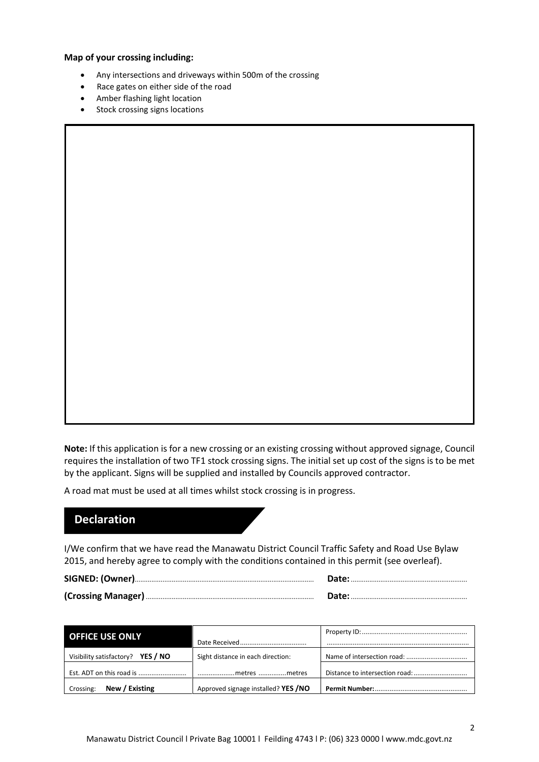**Map of your crossing including:**

- Any intersections and driveways within 500m of the crossing
- Race gates on either side of the road
- Amber flashing light location
- Stock crossing signs locations

**Note:** If this application is for a new crossing or an existing crossing without approved signage, Council requires the installation of two TF1 stock crossing signs. The initial set up cost of the signs is to be met by the applicant. Signs will be supplied and installed by Councils approved contractor.

A road mat must be used at all times whilst stock crossing is in progress.

## Declaration

I/We confirm that we have read the Manawatu District Council Traffic Safety and Road Use Bylaw 2015, and hereby agree to comply with the conditions contained in this permit (see overleaf).

**SIGNED: (Owner)**............................................................................................ **Date:**..............................................................

**(Crossing Manager)**........................................................................................ **Date:**..............................................................

| **OFFICE USE ONLY** | Date Received.................................... | Property ID:......................................................... ............................................................................ |
|---|---|---|
| Visibility satisfactory? **YES / NO** | Sight distance in each direction: | Name of intersection road: ................................. |
| Est. ADT on this road is .......................... | ....................metres ...............metres | Distance to intersection road:............................ |
| Crossing: **New / Existing** | Approved signage installed? **YES /NO** | **Permit Number:**................................................. |

Manawatu District Council l Private Bag 10001 l Feilding 4743 l P: (06) 323 0000 l www.mdc.govt.nz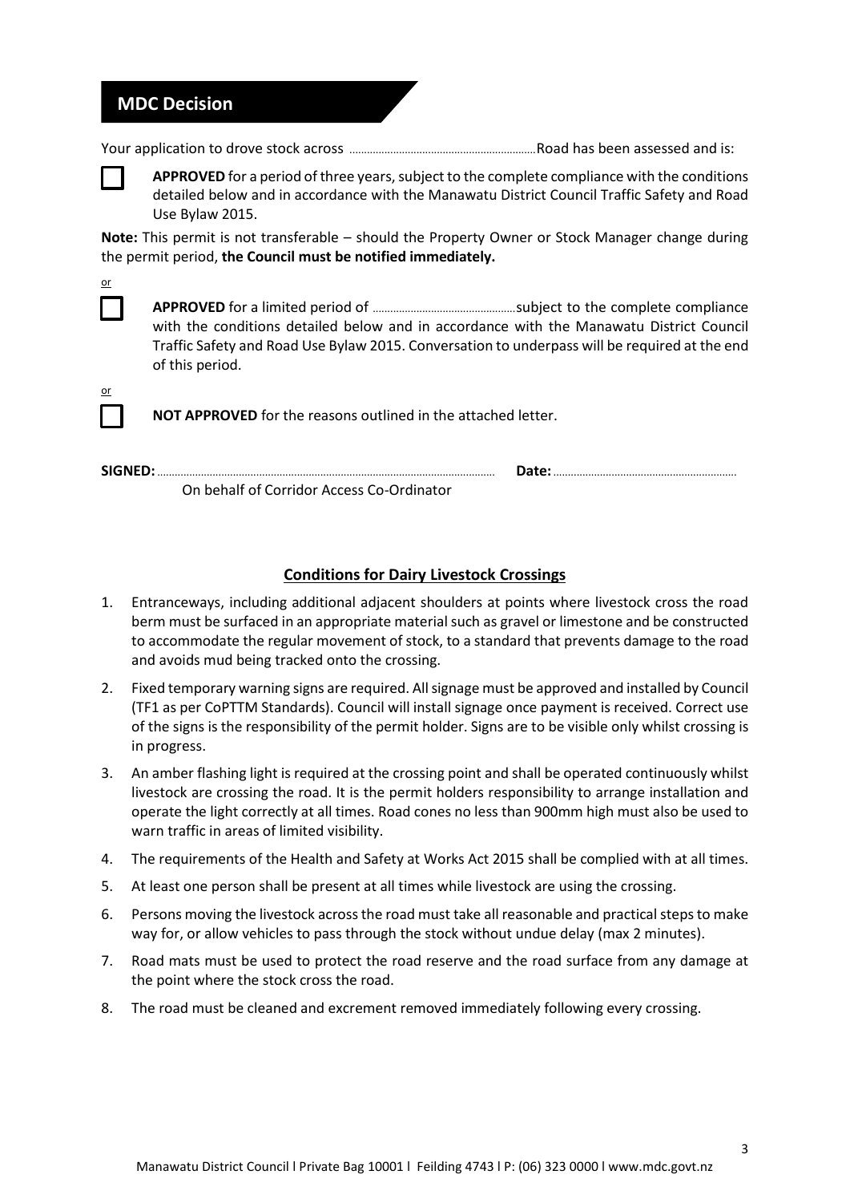## MDC Decision

Your application to drove stock across ……………………………………………………… Road has been assessed and is:

☐ **APPROVED** for a period of three years, subject to the complete compliance with the conditions detailed below and in accordance with the Manawatu District Council Traffic Safety and Road Use Bylaw 2015.

**Note:** This permit is not transferable – should the Property Owner or Stock Manager change during the permit period, **the Council must be notified immediately.**

or

☐ **APPROVED** for a limited period of ……………………………………… subject to the complete compliance with the conditions detailed below and in accordance with the Manawatu District Council Traffic Safety and Road Use Bylaw 2015. Conversation to underpass will be required at the end of this period.

or

☐ **NOT APPROVED** for the reasons outlined in the attached letter.

**SIGNED:** …………………………………………………………………………………… **Date:** ……………………………………………………

On behalf of Corridor Access Co-Ordinator

### Conditions for Dairy Livestock Crossings

1. Entranceways, including additional adjacent shoulders at points where livestock cross the road berm must be surfaced in an appropriate material such as gravel or limestone and be constructed to accommodate the regular movement of stock, to a standard that prevents damage to the road and avoids mud being tracked onto the crossing.
2. Fixed temporary warning signs are required. All signage must be approved and installed by Council (TF1 as per CoPTTM Standards). Council will install signage once payment is received. Correct use of the signs is the responsibility of the permit holder. Signs are to be visible only whilst crossing is in progress.
3. An amber flashing light is required at the crossing point and shall be operated continuously whilst livestock are crossing the road. It is the permit holders responsibility to arrange installation and operate the light correctly at all times. Road cones no less than 900mm high must also be used to warn traffic in areas of limited visibility.
4. The requirements of the Health and Safety at Works Act 2015 shall be complied with at all times.
5. At least one person shall be present at all times while livestock are using the crossing.
6. Persons moving the livestock across the road must take all reasonable and practical steps to make way for, or allow vehicles to pass through the stock without undue delay (max 2 minutes).
7. Road mats must be used to protect the road reserve and the road surface from any damage at the point where the stock cross the road.
8. The road must be cleaned and excrement removed immediately following every crossing.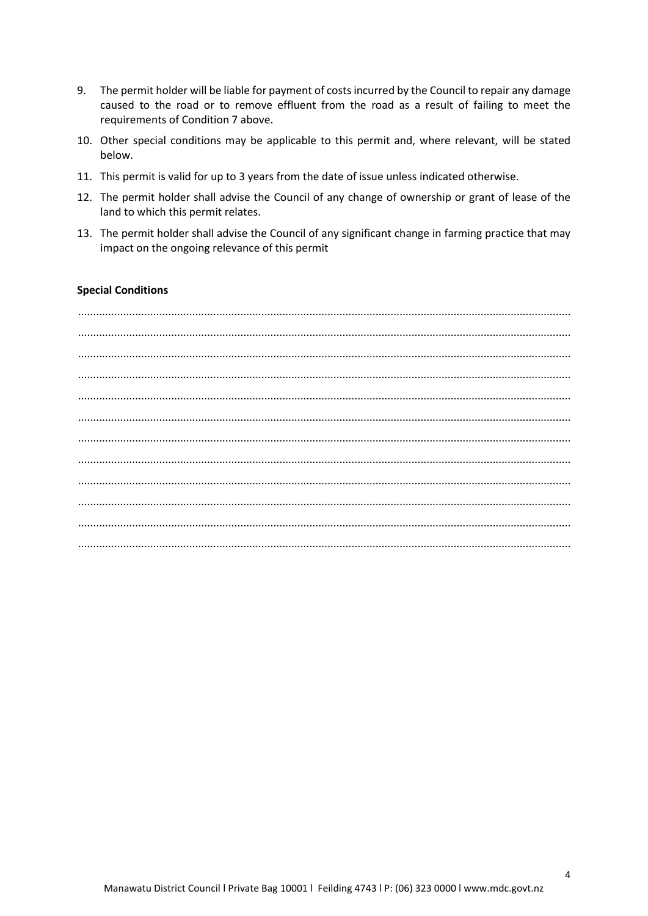9. The permit holder will be liable for payment of costs incurred by the Council to repair any damage caused to the road or to remove effluent from the road as a result of failing to meet the requirements of Condition 7 above.
10. Other special conditions may be applicable to this permit and, where relevant, will be stated below.
11. This permit is valid for up to 3 years from the date of issue unless indicated otherwise.
12. The permit holder shall advise the Council of any change of ownership or grant of lease of the land to which this permit relates.
13. The permit holder shall advise the Council of any significant change in farming practice that may impact on the ongoing relevance of this permit

**Special Conditions**

..................................................................................................................................................

..................................................................................................................................................

..................................................................................................................................................

..................................................................................................................................................

..................................................................................................................................................

..................................................................................................................................................

..................................................................................................................................................

..................................................................................................................................................

..................................................................................................................................................

..................................................................................................................................................

..................................................................................................................................................

..................................................................................................................................................